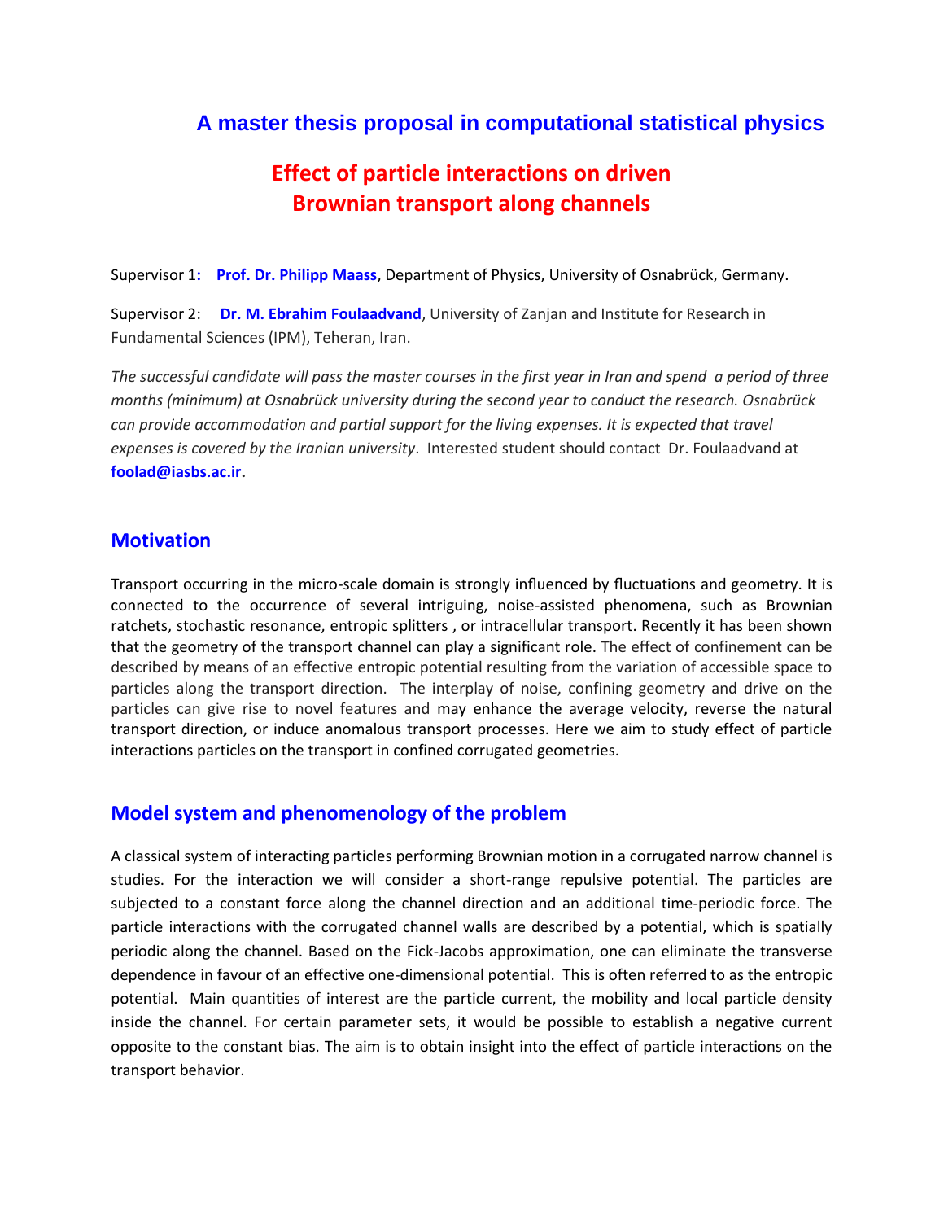# A master thesis proposal in computational statistical physics

## Effect of particle interactions on driven Brownian transport along channels

Supervisor 1: **Prof. Dr. Philipp Maass**, Department of Physics, University of Osnabrück, Germany.

Supervisor 2: **Dr. M. Ebrahim Foulaadvand**, University of Zanjan and Institute for Research in Fundamental Sciences (IPM), Teheran, Iran.

*The successful candidate will pass the master courses in the first year in Iran and spend a period of three months (minimum) at Osnabrück university during the second year to conduct the research. Osnabrück can provide accommodation and partial support for the living expenses. It is expected that travel expenses is covered by the Iranian university*. Interested student should contact Dr. Foulaadvand at **foolad@iasbs.ac.ir**.

## Motivation

Transport occurring in the micro-scale domain is strongly influenced by fluctuations and geometry. It is connected to the occurrence of several intriguing, noise-assisted phenomena, such as Brownian ratchets, stochastic resonance, entropic splitters , or intracellular transport. Recently it has been shown that the geometry of the transport channel can play a significant role. The effect of confinement can be described by means of an effective entropic potential resulting from the variation of accessible space to particles along the transport direction. The interplay of noise, confining geometry and drive on the particles can give rise to novel features and may enhance the average velocity, reverse the natural transport direction, or induce anomalous transport processes. Here we aim to study effect of particle interactions particles on the transport in confined corrugated geometries.

## Model system and phenomenology of the problem

A classical system of interacting particles performing Brownian motion in a corrugated narrow channel is studies. For the interaction we will consider a short-range repulsive potential. The particles are subjected to a constant force along the channel direction and an additional time-periodic force. The particle interactions with the corrugated channel walls are described by a potential, which is spatially periodic along the channel. Based on the Fick-Jacobs approximation, one can eliminate the transverse dependence in favour of an effective one-dimensional potential. This is often referred to as the entropic potential. Main quantities of interest are the particle current, the mobility and local particle density inside the channel. For certain parameter sets, it would be possible to establish a negative current opposite to the constant bias. The aim is to obtain insight into the effect of particle interactions on the transport behavior.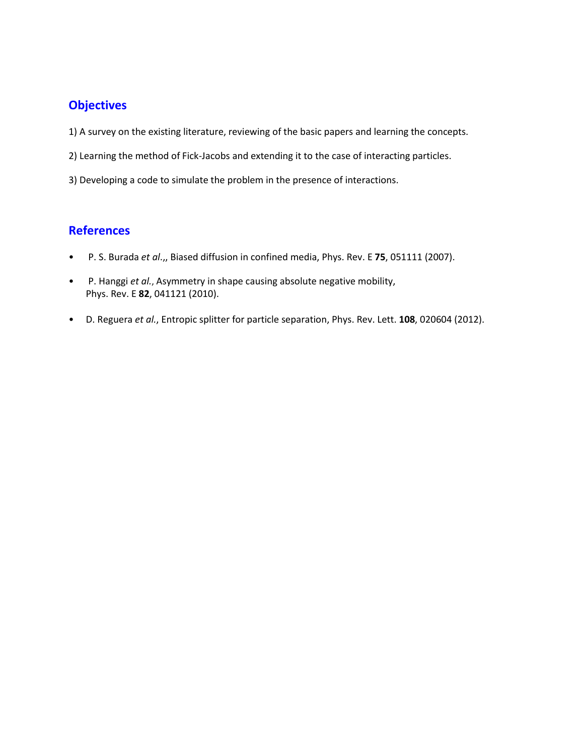## Objectives

1) A survey on the existing literature, reviewing of the basic papers and learning the concepts.

2) Learning the method of Fick-Jacobs and extending it to the case of interacting particles.

3) Developing a code to simulate the problem in the presence of interactions.

## References

- P. S. Burada *et al*.,, Biased diffusion in confined media, Phys. Rev. E **75**, 051111 (2007).
- P. Hanggi *et al.*, Asymmetry in shape causing absolute negative mobility, Phys. Rev. E **82**, 041121 (2010).
- D. Reguera *et al.*, Entropic splitter for particle separation, Phys. Rev. Lett. **108**, 020604 (2012).